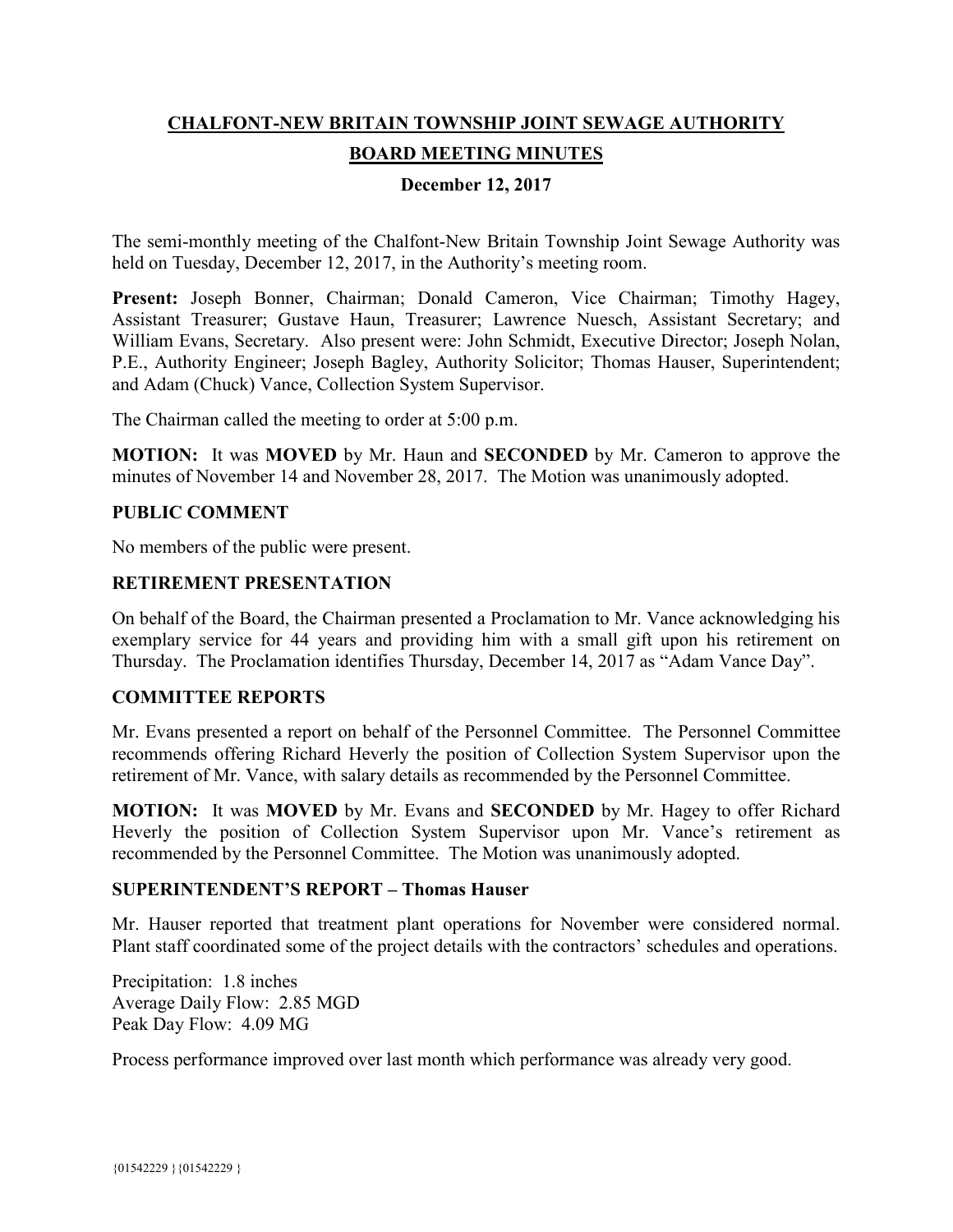**CHALFONT-NEW BRITAIN TOWNSHIP JOINT SEWAGE AUTHORITY**

**BOARD MEETING MINUTES**

**December 12, 2017**

The semi-monthly meeting of the Chalfont-New Britain Township Joint Sewage Authority was held on Tuesday, December 12, 2017, in the Authority's meeting room.

**Present:** Joseph Bonner, Chairman; Donald Cameron, Vice Chairman; Timothy Hagey, Assistant Treasurer; Gustave Haun, Treasurer; Lawrence Nuesch, Assistant Secretary; and William Evans, Secretary. Also present were: John Schmidt, Executive Director; Joseph Nolan, P.E., Authority Engineer; Joseph Bagley, Authority Solicitor; Thomas Hauser, Superintendent; and Adam (Chuck) Vance, Collection System Supervisor.

The Chairman called the meeting to order at 5:00 p.m.

**MOTION:** It was **MOVED** by Mr. Haun and **SECONDED** by Mr. Cameron to approve the minutes of November 14 and November 28, 2017. The Motion was unanimously adopted.

## PUBLIC COMMENT

No members of the public were present.

## RETIREMENT PRESENTATION

On behalf of the Board, the Chairman presented a Proclamation to Mr. Vance acknowledging his exemplary service for 44 years and providing him with a small gift upon his retirement on Thursday. The Proclamation identifies Thursday, December 14, 2017 as "Adam Vance Day".

## COMMITTEE REPORTS

Mr. Evans presented a report on behalf of the Personnel Committee. The Personnel Committee recommends offering Richard Heverly the position of Collection System Supervisor upon the retirement of Mr. Vance, with salary details as recommended by the Personnel Committee.

**MOTION:** It was **MOVED** by Mr. Evans and **SECONDED** by Mr. Hagey to offer Richard Heverly the position of Collection System Supervisor upon Mr. Vance's retirement as recommended by the Personnel Committee. The Motion was unanimously adopted.

## SUPERINTENDENT'S REPORT – Thomas Hauser

Mr. Hauser reported that treatment plant operations for November were considered normal. Plant staff coordinated some of the project details with the contractors' schedules and operations.

Precipitation: 1.8 inches
Average Daily Flow: 2.85 MGD
Peak Day Flow: 4.09 MG

Process performance improved over last month which performance was already very good.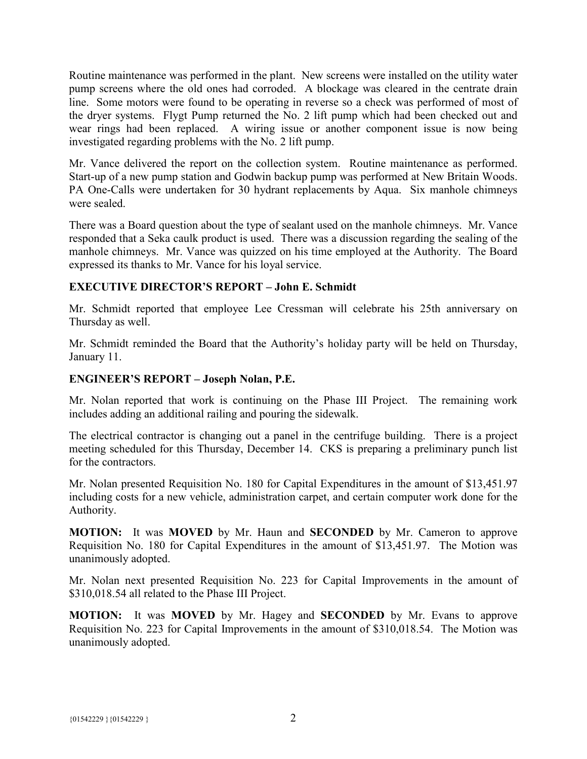Routine maintenance was performed in the plant. New screens were installed on the utility water pump screens where the old ones had corroded. A blockage was cleared in the centrate drain line. Some motors were found to be operating in reverse so a check was performed of most of the dryer systems. Flygt Pump returned the No. 2 lift pump which had been checked out and wear rings had been replaced. A wiring issue or another component issue is now being investigated regarding problems with the No. 2 lift pump.

Mr. Vance delivered the report on the collection system. Routine maintenance as performed. Start-up of a new pump station and Godwin backup pump was performed at New Britain Woods. PA One-Calls were undertaken for 30 hydrant replacements by Aqua. Six manhole chimneys were sealed.

There was a Board question about the type of sealant used on the manhole chimneys. Mr. Vance responded that a Seka caulk product is used. There was a discussion regarding the sealing of the manhole chimneys. Mr. Vance was quizzed on his time employed at the Authority. The Board expressed its thanks to Mr. Vance for his loyal service.

## EXECUTIVE DIRECTOR'S REPORT – John E. Schmidt

Mr. Schmidt reported that employee Lee Cressman will celebrate his 25th anniversary on Thursday as well.

Mr. Schmidt reminded the Board that the Authority's holiday party will be held on Thursday, January 11.

## ENGINEER'S REPORT – Joseph Nolan, P.E.

Mr. Nolan reported that work is continuing on the Phase III Project. The remaining work includes adding an additional railing and pouring the sidewalk.

The electrical contractor is changing out a panel in the centrifuge building. There is a project meeting scheduled for this Thursday, December 14. CKS is preparing a preliminary punch list for the contractors.

Mr. Nolan presented Requisition No. 180 for Capital Expenditures in the amount of $13,451.97 including costs for a new vehicle, administration carpet, and certain computer work done for the Authority.

**MOTION:** It was **MOVED** by Mr. Haun and **SECONDED** by Mr. Cameron to approve Requisition No. 180 for Capital Expenditures in the amount of $13,451.97. The Motion was unanimously adopted.

Mr. Nolan next presented Requisition No. 223 for Capital Improvements in the amount of $310,018.54 all related to the Phase III Project.

**MOTION:** It was **MOVED** by Mr. Hagey and **SECONDED** by Mr. Evans to approve Requisition No. 223 for Capital Improvements in the amount of $310,018.54. The Motion was unanimously adopted.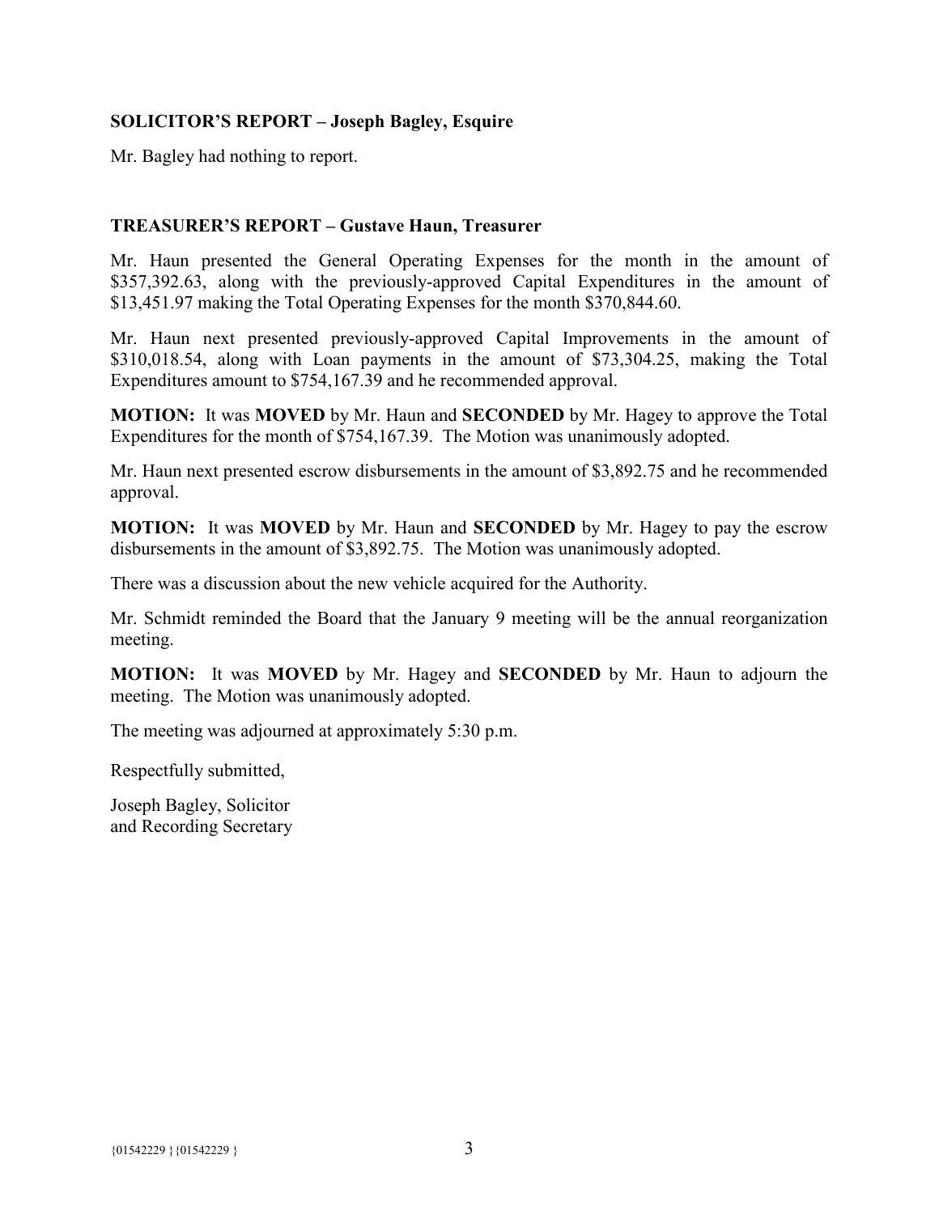**SOLICITOR'S REPORT – Joseph Bagley, Esquire**

Mr. Bagley had nothing to report.

**TREASURER'S REPORT – Gustave Haun, Treasurer**

Mr. Haun presented the General Operating Expenses for the month in the amount of $357,392.63, along with the previously-approved Capital Expenditures in the amount of $13,451.97 making the Total Operating Expenses for the month $370,844.60.

Mr. Haun next presented previously-approved Capital Improvements in the amount of $310,018.54, along with Loan payments in the amount of $73,304.25, making the Total Expenditures amount to $754,167.39 and he recommended approval.

**MOTION:** It was **MOVED** by Mr. Haun and **SECONDED** by Mr. Hagey to approve the Total Expenditures for the month of $754,167.39. The Motion was unanimously adopted.

Mr. Haun next presented escrow disbursements in the amount of $3,892.75 and he recommended approval.

**MOTION:** It was **MOVED** by Mr. Haun and **SECONDED** by Mr. Hagey to pay the escrow disbursements in the amount of $3,892.75. The Motion was unanimously adopted.

There was a discussion about the new vehicle acquired for the Authority.

Mr. Schmidt reminded the Board that the January 9 meeting will be the annual reorganization meeting.

**MOTION:** It was **MOVED** by Mr. Hagey and **SECONDED** by Mr. Haun to adjourn the meeting. The Motion was unanimously adopted.

The meeting was adjourned at approximately 5:30 p.m.

Respectfully submitted,

Joseph Bagley, Solicitor
and Recording Secretary

{01542229 }{01542229 }